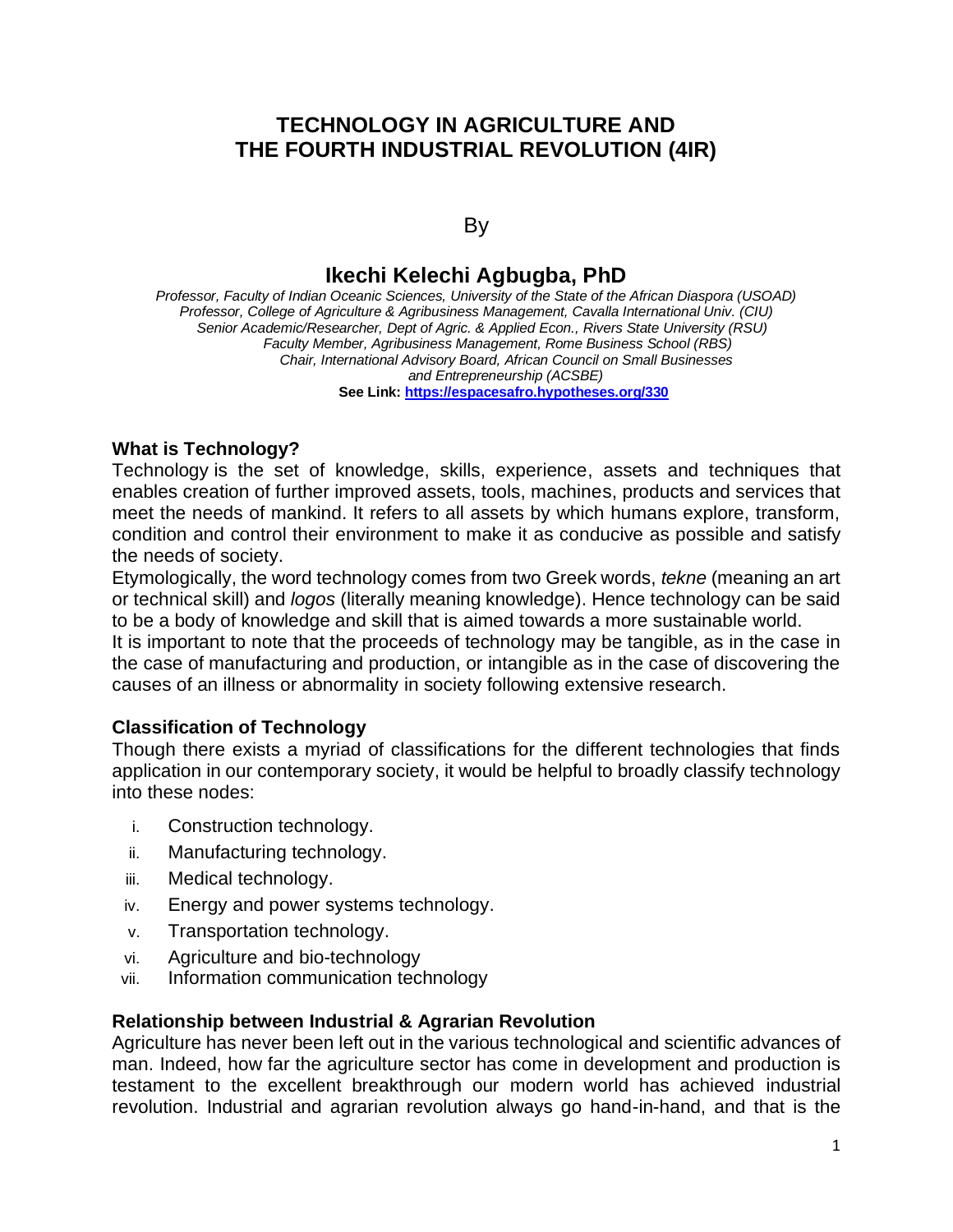# TECHNOLOGY IN AGRICULTURE AND THE FOURTH INDUSTRIAL REVOLUTION (4IR)

By

## Ikechi Kelechi Agbugba, PhD

*Professor, Faculty of Indian Oceanic Sciences, University of the State of the African Diaspora (USOAD)*
*Professor, College of Agriculture & Agribusiness Management, Cavalla International Univ. (CIU)*
*Senior Academic/Researcher, Dept of Agric. & Applied Econ., Rivers State University (RSU)*
*Faculty Member, Agribusiness Management, Rome Business School (RBS)*
*Chair, International Advisory Board, African Council on Small Businesses and Entrepreneurship (ACSBE)*
**See Link: [https://espacesafro.hypotheses.org/330](https://espacesafro.hypotheses.org/330)**

### What is Technology?

Technology is the set of knowledge, skills, experience, assets and techniques that enables creation of further improved assets, tools, machines, products and services that meet the needs of mankind. It refers to all assets by which humans explore, transform, condition and control their environment to make it as conducive as possible and satisfy the needs of society.

Etymologically, the word technology comes from two Greek words, *tekne* (meaning an art or technical skill) and *logos* (literally meaning knowledge). Hence technology can be said to be a body of knowledge and skill that is aimed towards a more sustainable world.

It is important to note that the proceeds of technology may be tangible, as in the case in the case of manufacturing and production, or intangible as in the case of discovering the causes of an illness or abnormality in society following extensive research.

### Classification of Technology

Though there exists a myriad of classifications for the different technologies that finds application in our contemporary society, it would be helpful to broadly classify technology into these nodes:

i. Construction technology.
ii. Manufacturing technology.
iii. Medical technology.
iv. Energy and power systems technology.
v. Transportation technology.
vi. Agriculture and bio-technology
vii. Information communication technology

### Relationship between Industrial & Agrarian Revolution

Agriculture has never been left out in the various technological and scientific advances of man. Indeed, how far the agriculture sector has come in development and production is testament to the excellent breakthrough our modern world has achieved industrial revolution. Industrial and agrarian revolution always go hand-in-hand, and that is the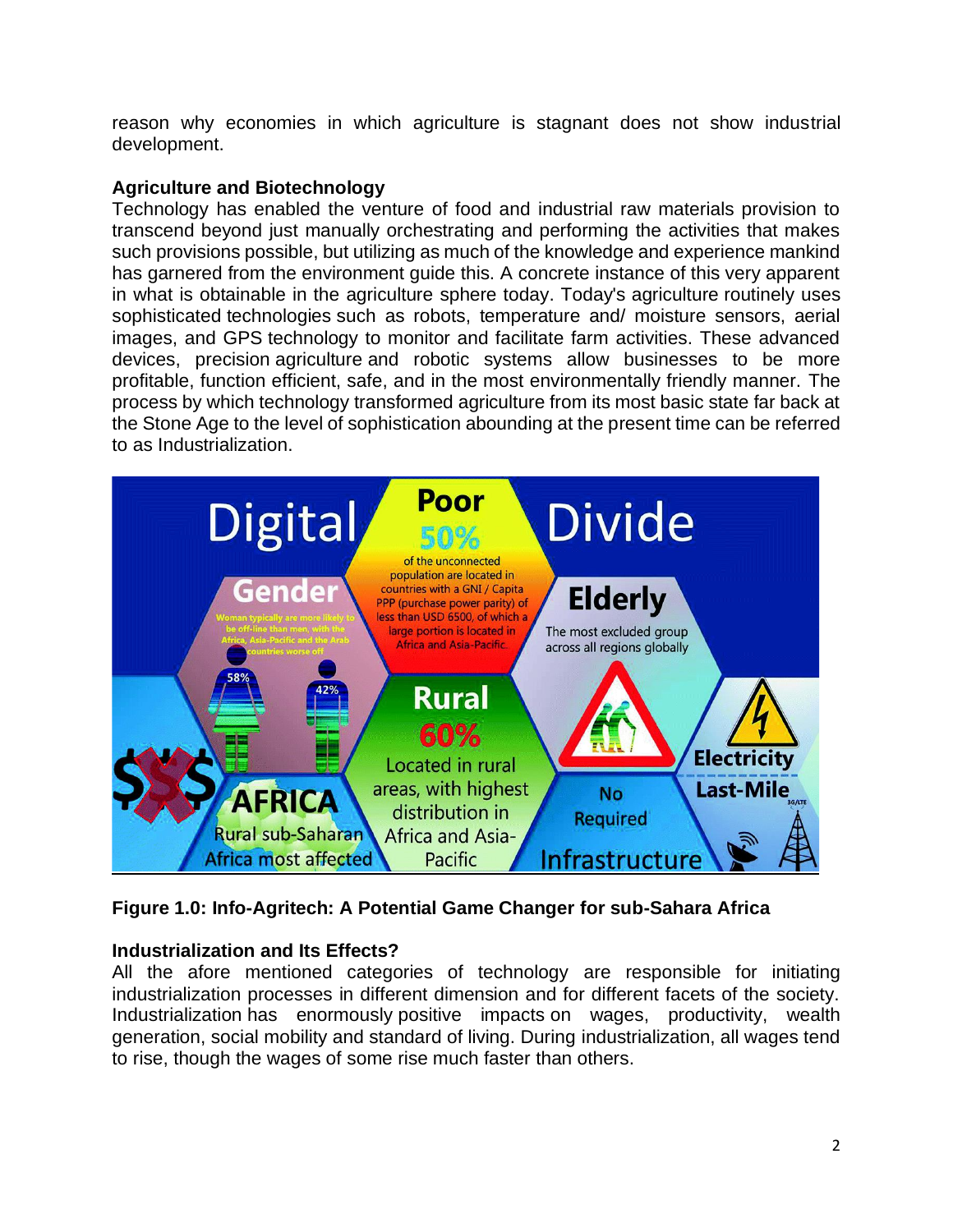reason why economies in which agriculture is stagnant does not show industrial development.

**Agriculture and Biotechnology**

Technology has enabled the venture of food and industrial raw materials provision to transcend beyond just manually orchestrating and performing the activities that makes such provisions possible, but utilizing as much of the knowledge and experience mankind has garnered from the environment guide this. A concrete instance of this very apparent in what is obtainable in the agriculture sphere today. Today's agriculture routinely uses sophisticated technologies such as robots, temperature and/ moisture sensors, aerial images, and GPS technology to monitor and facilitate farm activities. These advanced devices, precision agriculture and robotic systems allow businesses to be more profitable, function efficient, safe, and in the most environmentally friendly manner. The process by which technology transformed agriculture from its most basic state far back at the Stone Age to the level of sophistication abounding at the present time can be referred to as Industrialization.

**Figure 1.0: Info-Agritech: A Potential Game Changer for sub-Sahara Africa**

**Industrialization and Its Effects?**

All the afore mentioned categories of technology are responsible for initiating industrialization processes in different dimension and for different facets of the society. Industrialization has enormously positive impacts on wages, productivity, wealth generation, social mobility and standard of living. During industrialization, all wages tend to rise, though the wages of some rise much faster than others.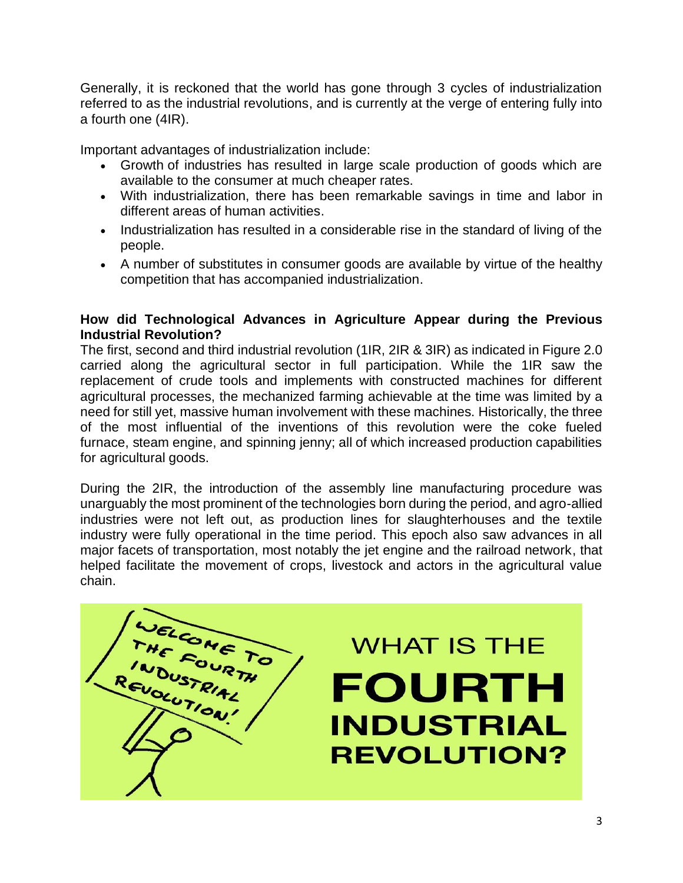Generally, it is reckoned that the world has gone through 3 cycles of industrialization referred to as the industrial revolutions, and is currently at the verge of entering fully into a fourth one (4IR).

Important advantages of industrialization include:

- Growth of industries has resulted in large scale production of goods which are available to the consumer at much cheaper rates.
- With industrialization, there has been remarkable savings in time and labor in different areas of human activities.
- Industrialization has resulted in a considerable rise in the standard of living of the people.
- A number of substitutes in consumer goods are available by virtue of the healthy competition that has accompanied industrialization.

**How did Technological Advances in Agriculture Appear during the Previous Industrial Revolution?**

The first, second and third industrial revolution (1IR, 2IR & 3IR) as indicated in Figure 2.0 carried along the agricultural sector in full participation. While the 1IR saw the replacement of crude tools and implements with constructed machines for different agricultural processes, the mechanized farming achievable at the time was limited by a need for still yet, massive human involvement with these machines. Historically, the three of the most influential of the inventions of this revolution were the coke fueled furnace, steam engine, and spinning jenny; all of which increased production capabilities for agricultural goods.

During the 2IR, the introduction of the assembly line manufacturing procedure was unarguably the most prominent of the technologies born during the period, and agro-allied industries were not left out, as production lines for slaughterhouses and the textile industry were fully operational in the time period. This epoch also saw advances in all major facets of transportation, most notably the jet engine and the railroad network, that helped facilitate the movement of crops, livestock and actors in the agricultural value chain.

WELCOME TO THE FOURTH INDUSTRIAL REVOLUTION!

WHAT IS THE FOURTH INDUSTRIAL REVOLUTION?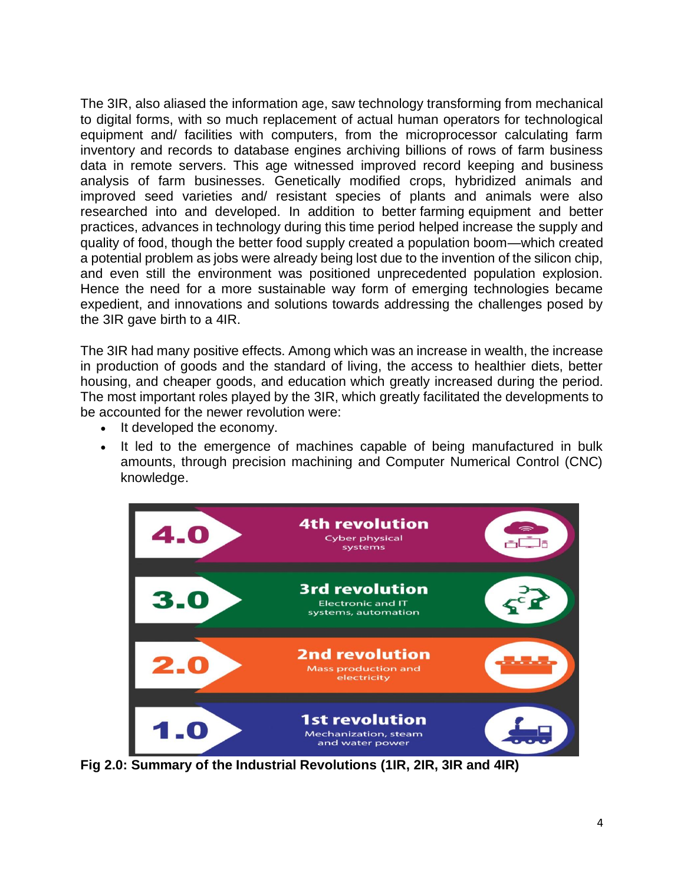The 3IR, also aliased the information age, saw technology transforming from mechanical to digital forms, with so much replacement of actual human operators for technological equipment and/ facilities with computers, from the microprocessor calculating farm inventory and records to database engines archiving billions of rows of farm business data in remote servers. This age witnessed improved record keeping and business analysis of farm businesses. Genetically modified crops, hybridized animals and improved seed varieties and/ resistant species of plants and animals were also researched into and developed. In addition to better farming equipment and better practices, advances in technology during this time period helped increase the supply and quality of food, though the better food supply created a population boom—which created a potential problem as jobs were already being lost due to the invention of the silicon chip, and even still the environment was positioned unprecedented population explosion. Hence the need for a more sustainable way form of emerging technologies became expedient, and innovations and solutions towards addressing the challenges posed by the 3IR gave birth to a 4IR.

The 3IR had many positive effects. Among which was an increase in wealth, the increase in production of goods and the standard of living, the access to healthier diets, better housing, and cheaper goods, and education which greatly increased during the period. The most important roles played by the 3IR, which greatly facilitated the developments to be accounted for the newer revolution were:

- It developed the economy.
- It led to the emergence of machines capable of being manufactured in bulk amounts, through precision machining and Computer Numerical Control (CNC) knowledge.

**Fig 2.0: Summary of the Industrial Revolutions (1IR, 2IR, 3IR and 4IR)**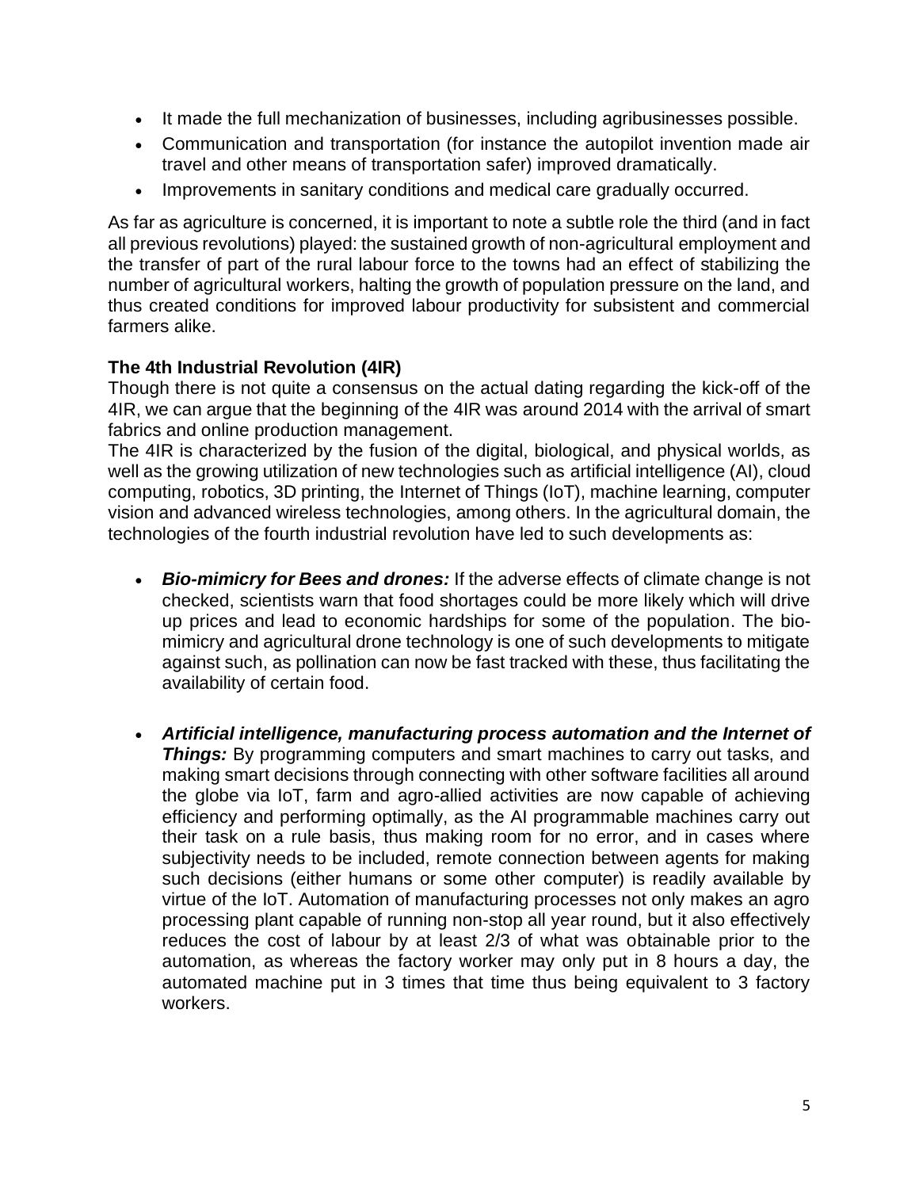- It made the full mechanization of businesses, including agribusinesses possible.
- Communication and transportation (for instance the autopilot invention made air travel and other means of transportation safer) improved dramatically.
- Improvements in sanitary conditions and medical care gradually occurred.

As far as agriculture is concerned, it is important to note a subtle role the third (and in fact all previous revolutions) played: the sustained growth of non-agricultural employment and the transfer of part of the rural labour force to the towns had an effect of stabilizing the number of agricultural workers, halting the growth of population pressure on the land, and thus created conditions for improved labour productivity for subsistent and commercial farmers alike.

**The 4th Industrial Revolution (4IR)**

Though there is not quite a consensus on the actual dating regarding the kick-off of the 4IR, we can argue that the beginning of the 4IR was around 2014 with the arrival of smart fabrics and online production management.

The 4IR is characterized by the fusion of the digital, biological, and physical worlds, as well as the growing utilization of new technologies such as artificial intelligence (AI), cloud computing, robotics, 3D printing, the Internet of Things (IoT), machine learning, computer vision and advanced wireless technologies, among others. In the agricultural domain, the technologies of the fourth industrial revolution have led to such developments as:

- ***Bio-mimicry for Bees and drones:*** If the adverse effects of climate change is not checked, scientists warn that food shortages could be more likely which will drive up prices and lead to economic hardships for some of the population. The bio-mimicry and agricultural drone technology is one of such developments to mitigate against such, as pollination can now be fast tracked with these, thus facilitating the availability of certain food.

- ***Artificial intelligence, manufacturing process automation and the Internet of Things:*** By programming computers and smart machines to carry out tasks, and making smart decisions through connecting with other software facilities all around the globe via IoT, farm and agro-allied activities are now capable of achieving efficiency and performing optimally, as the AI programmable machines carry out their task on a rule basis, thus making room for no error, and in cases where subjectivity needs to be included, remote connection between agents for making such decisions (either humans or some other computer) is readily available by virtue of the IoT. Automation of manufacturing processes not only makes an agro processing plant capable of running non-stop all year round, but it also effectively reduces the cost of labour by at least 2/3 of what was obtainable prior to the automation, as whereas the factory worker may only put in 8 hours a day, the automated machine put in 3 times that time thus being equivalent to 3 factory workers.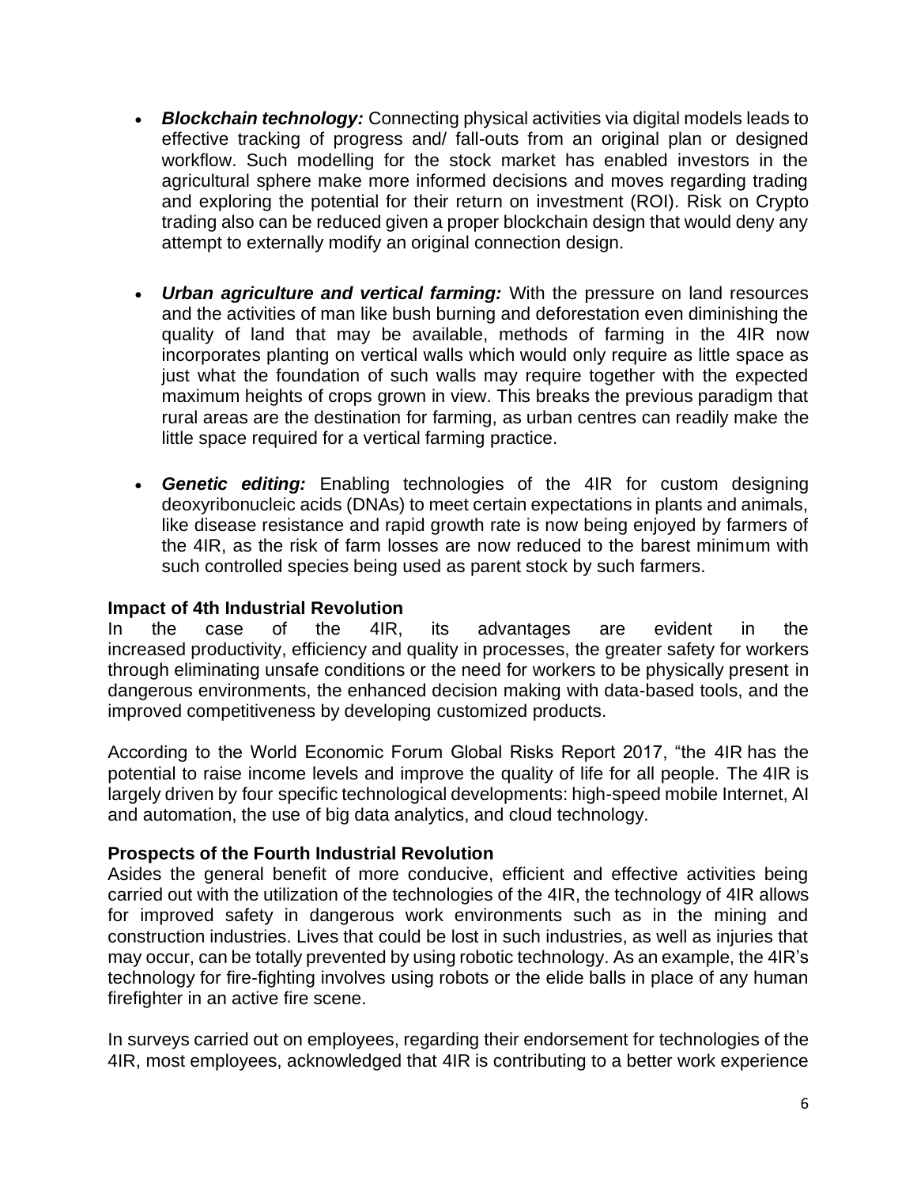- ***Blockchain technology:*** Connecting physical activities via digital models leads to effective tracking of progress and/ fall-outs from an original plan or designed workflow. Such modelling for the stock market has enabled investors in the agricultural sphere make more informed decisions and moves regarding trading and exploring the potential for their return on investment (ROI). Risk on Crypto trading also can be reduced given a proper blockchain design that would deny any attempt to externally modify an original connection design.

- ***Urban agriculture and vertical farming:*** With the pressure on land resources and the activities of man like bush burning and deforestation even diminishing the quality of land that may be available, methods of farming in the 4IR now incorporates planting on vertical walls which would only require as little space as just what the foundation of such walls may require together with the expected maximum heights of crops grown in view. This breaks the previous paradigm that rural areas are the destination for farming, as urban centres can readily make the little space required for a vertical farming practice.

- ***Genetic editing:*** Enabling technologies of the 4IR for custom designing deoxyribonucleic acids (DNAs) to meet certain expectations in plants and animals, like disease resistance and rapid growth rate is now being enjoyed by farmers of the 4IR, as the risk of farm losses are now reduced to the barest minimum with such controlled species being used as parent stock by such farmers.

**Impact of 4th Industrial Revolution**

In the case of the 4IR, its advantages are evident in the increased productivity, efficiency and quality in processes, the greater safety for workers through eliminating unsafe conditions or the need for workers to be physically present in dangerous environments, the enhanced decision making with data-based tools, and the improved competitiveness by developing customized products.

According to the World Economic Forum Global Risks Report 2017, "the 4IR has the potential to raise income levels and improve the quality of life for all people. The 4IR is largely driven by four specific technological developments: high-speed mobile Internet, AI and automation, the use of big data analytics, and cloud technology.

**Prospects of the Fourth Industrial Revolution**

Asides the general benefit of more conducive, efficient and effective activities being carried out with the utilization of the technologies of the 4IR, the technology of 4IR allows for improved safety in dangerous work environments such as in the mining and construction industries. Lives that could be lost in such industries, as well as injuries that may occur, can be totally prevented by using robotic technology. As an example, the 4IR's technology for fire-fighting involves using robots or the elide balls in place of any human firefighter in an active fire scene.

In surveys carried out on employees, regarding their endorsement for technologies of the 4IR, most employees, acknowledged that 4IR is contributing to a better work experience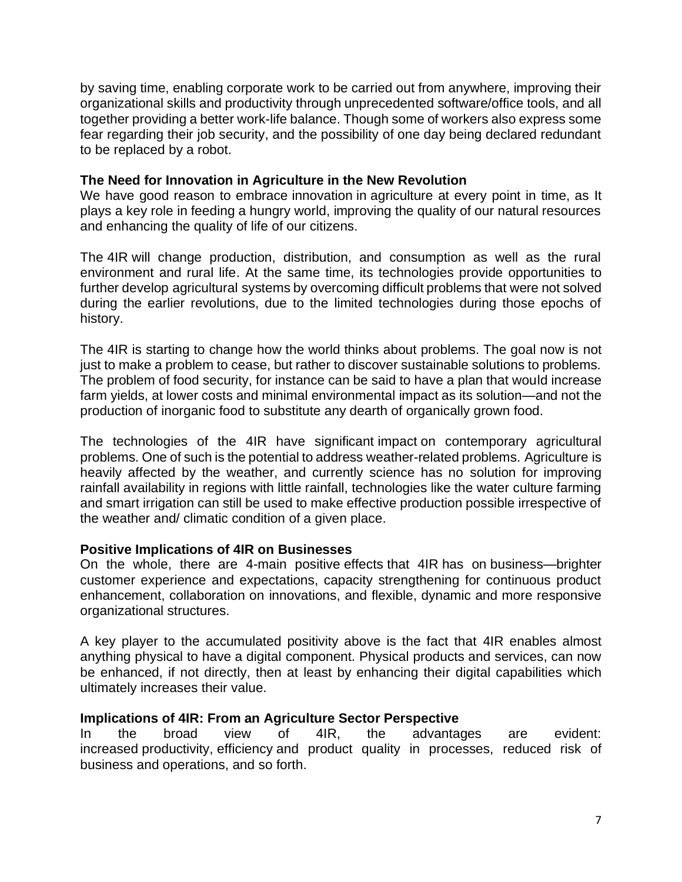by saving time, enabling corporate work to be carried out from anywhere, improving their organizational skills and productivity through unprecedented software/office tools, and all together providing a better work-life balance. Though some of workers also express some fear regarding their job security, and the possibility of one day being declared redundant to be replaced by a robot.

### The Need for Innovation in Agriculture in the New Revolution

We have good reason to embrace innovation in agriculture at every point in time, as It plays a key role in feeding a hungry world, improving the quality of our natural resources and enhancing the quality of life of our citizens.

The 4IR will change production, distribution, and consumption as well as the rural environment and rural life. At the same time, its technologies provide opportunities to further develop agricultural systems by overcoming difficult problems that were not solved during the earlier revolutions, due to the limited technologies during those epochs of history.

The 4IR is starting to change how the world thinks about problems. The goal now is not just to make a problem to cease, but rather to discover sustainable solutions to problems. The problem of food security, for instance can be said to have a plan that would increase farm yields, at lower costs and minimal environmental impact as its solution—and not the production of inorganic food to substitute any dearth of organically grown food.

The technologies of the 4IR have significant impact on contemporary agricultural problems. One of such is the potential to address weather-related problems. Agriculture is heavily affected by the weather, and currently science has no solution for improving rainfall availability in regions with little rainfall, technologies like the water culture farming and smart irrigation can still be used to make effective production possible irrespective of the weather and/ climatic condition of a given place.

### Positive Implications of 4IR on Businesses

On the whole, there are 4-main positive effects that 4IR has on business—brighter customer experience and expectations, capacity strengthening for continuous product enhancement, collaboration on innovations, and flexible, dynamic and more responsive organizational structures.

A key player to the accumulated positivity above is the fact that 4IR enables almost anything physical to have a digital component. Physical products and services, can now be enhanced, if not directly, then at least by enhancing their digital capabilities which ultimately increases their value.

### Implications of 4IR: From an Agriculture Sector Perspective

In the broad view of 4IR, the advantages are evident: increased productivity, efficiency and product quality in processes, reduced risk of business and operations, and so forth.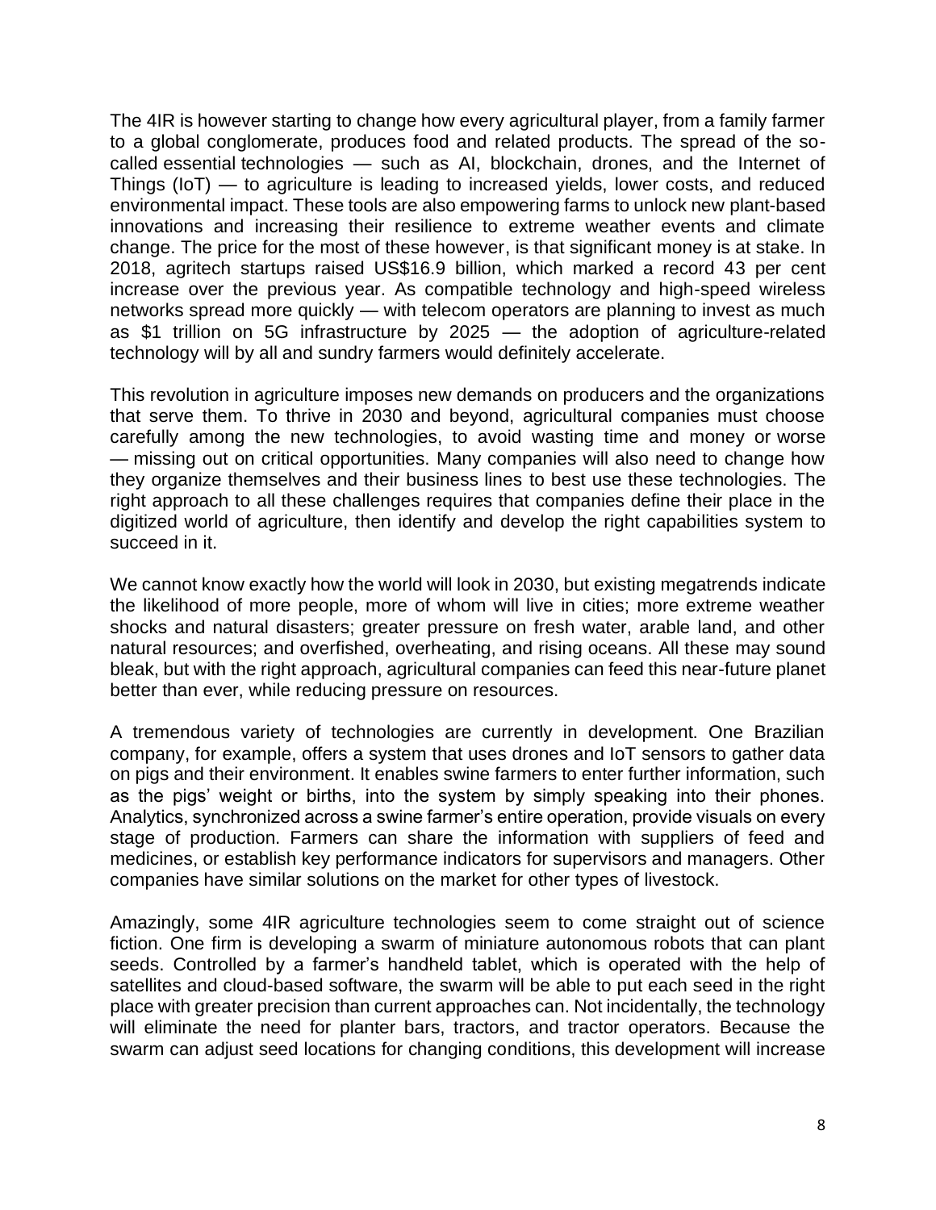The 4IR is however starting to change how every agricultural player, from a family farmer to a global conglomerate, produces food and related products. The spread of the so-called essential technologies — such as AI, blockchain, drones, and the Internet of Things (IoT) — to agriculture is leading to increased yields, lower costs, and reduced environmental impact. These tools are also empowering farms to unlock new plant-based innovations and increasing their resilience to extreme weather events and climate change. The price for the most of these however, is that significant money is at stake. In 2018, agritech startups raised US$16.9 billion, which marked a record 43 per cent increase over the previous year. As compatible technology and high-speed wireless networks spread more quickly — with telecom operators are planning to invest as much as $1 trillion on 5G infrastructure by 2025 — the adoption of agriculture-related technology will by all and sundry farmers would definitely accelerate.

This revolution in agriculture imposes new demands on producers and the organizations that serve them. To thrive in 2030 and beyond, agricultural companies must choose carefully among the new technologies, to avoid wasting time and money or worse — missing out on critical opportunities. Many companies will also need to change how they organize themselves and their business lines to best use these technologies. The right approach to all these challenges requires that companies define their place in the digitized world of agriculture, then identify and develop the right capabilities system to succeed in it.

We cannot know exactly how the world will look in 2030, but existing megatrends indicate the likelihood of more people, more of whom will live in cities; more extreme weather shocks and natural disasters; greater pressure on fresh water, arable land, and other natural resources; and overfished, overheating, and rising oceans. All these may sound bleak, but with the right approach, agricultural companies can feed this near-future planet better than ever, while reducing pressure on resources.

A tremendous variety of technologies are currently in development. One Brazilian company, for example, offers a system that uses drones and IoT sensors to gather data on pigs and their environment. It enables swine farmers to enter further information, such as the pigs' weight or births, into the system by simply speaking into their phones. Analytics, synchronized across a swine farmer's entire operation, provide visuals on every stage of production. Farmers can share the information with suppliers of feed and medicines, or establish key performance indicators for supervisors and managers. Other companies have similar solutions on the market for other types of livestock.

Amazingly, some 4IR agriculture technologies seem to come straight out of science fiction. One firm is developing a swarm of miniature autonomous robots that can plant seeds. Controlled by a farmer's handheld tablet, which is operated with the help of satellites and cloud-based software, the swarm will be able to put each seed in the right place with greater precision than current approaches can. Not incidentally, the technology will eliminate the need for planter bars, tractors, and tractor operators. Because the swarm can adjust seed locations for changing conditions, this development will increase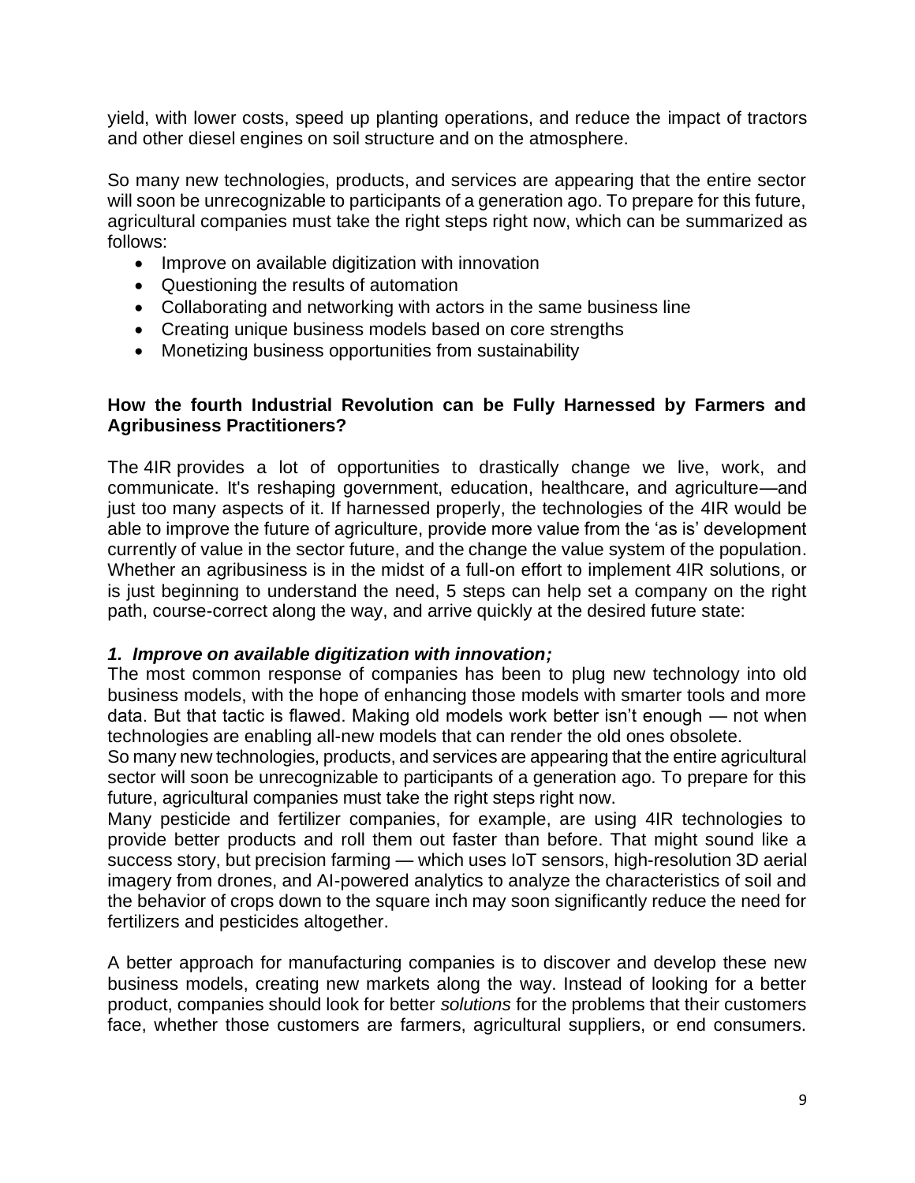yield, with lower costs, speed up planting operations, and reduce the impact of tractors and other diesel engines on soil structure and on the atmosphere.

So many new technologies, products, and services are appearing that the entire sector will soon be unrecognizable to participants of a generation ago. To prepare for this future, agricultural companies must take the right steps right now, which can be summarized as follows:

- Improve on available digitization with innovation
- Questioning the results of automation
- Collaborating and networking with actors in the same business line
- Creating unique business models based on core strengths
- Monetizing business opportunities from sustainability

**How the fourth Industrial Revolution can be Fully Harnessed by Farmers and Agribusiness Practitioners?**

The 4IR provides a lot of opportunities to drastically change we live, work, and communicate. It's reshaping government, education, healthcare, and agriculture—and just too many aspects of it. If harnessed properly, the technologies of the 4IR would be able to improve the future of agriculture, provide more value from the 'as is' development currently of value in the sector future, and the change the value system of the population. Whether an agribusiness is in the midst of a full-on effort to implement 4IR solutions, or is just beginning to understand the need, 5 steps can help set a company on the right path, course-correct along the way, and arrive quickly at the desired future state:

***1. Improve on available digitization with innovation;***

The most common response of companies has been to plug new technology into old business models, with the hope of enhancing those models with smarter tools and more data. But that tactic is flawed. Making old models work better isn't enough — not when technologies are enabling all-new models that can render the old ones obsolete.

So many new technologies, products, and services are appearing that the entire agricultural sector will soon be unrecognizable to participants of a generation ago. To prepare for this future, agricultural companies must take the right steps right now.

Many pesticide and fertilizer companies, for example, are using 4IR technologies to provide better products and roll them out faster than before. That might sound like a success story, but precision farming — which uses IoT sensors, high-resolution 3D aerial imagery from drones, and AI-powered analytics to analyze the characteristics of soil and the behavior of crops down to the square inch may soon significantly reduce the need for fertilizers and pesticides altogether.

A better approach for manufacturing companies is to discover and develop these new business models, creating new markets along the way. Instead of looking for a better product, companies should look for better *solutions* for the problems that their customers face, whether those customers are farmers, agricultural suppliers, or end consumers.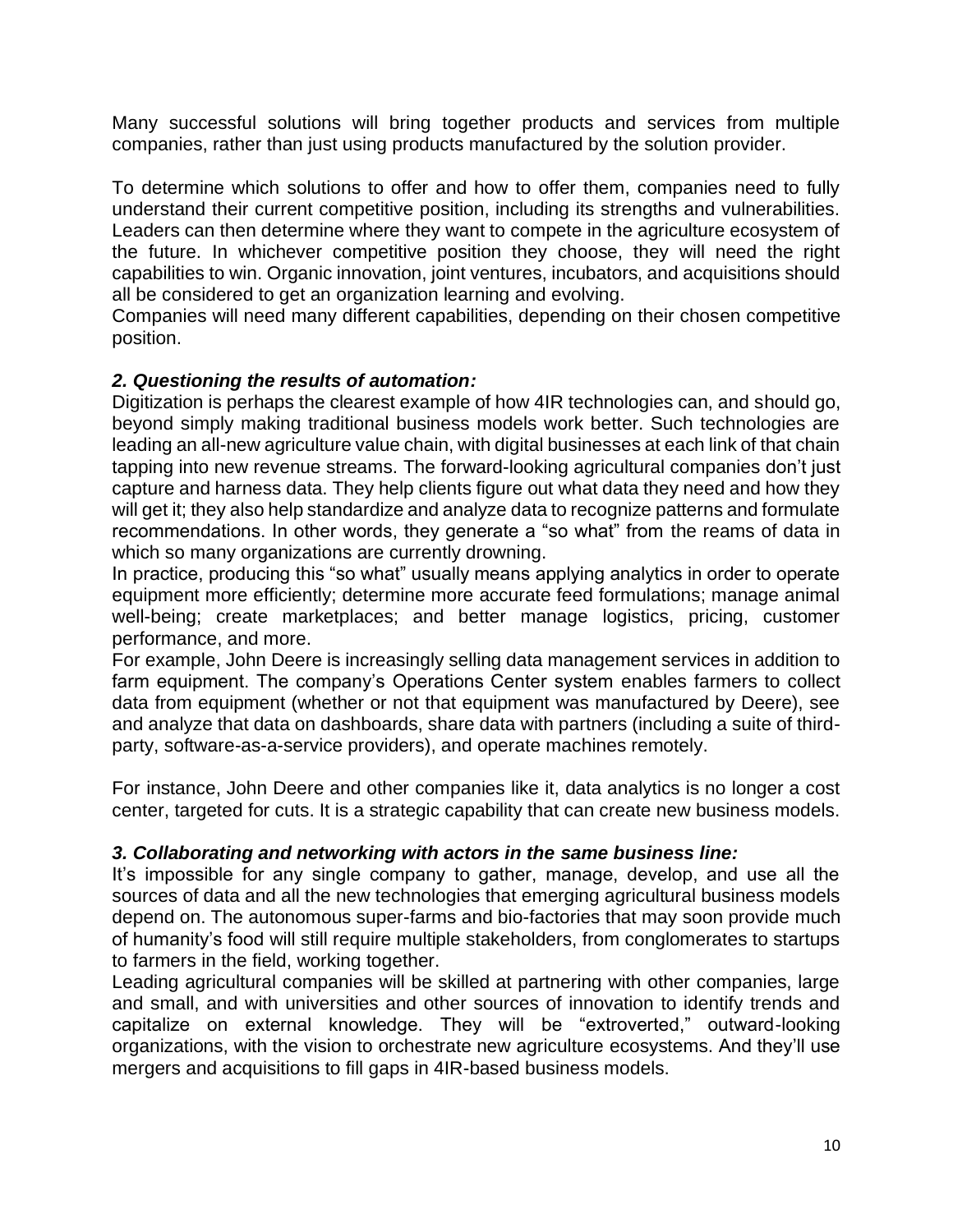Many successful solutions will bring together products and services from multiple companies, rather than just using products manufactured by the solution provider.

To determine which solutions to offer and how to offer them, companies need to fully understand their current competitive position, including its strengths and vulnerabilities. Leaders can then determine where they want to compete in the agriculture ecosystem of the future. In whichever competitive position they choose, they will need the right capabilities to win. Organic innovation, joint ventures, incubators, and acquisitions should all be considered to get an organization learning and evolving.
Companies will need many different capabilities, depending on their chosen competitive position.

***2. Questioning the results of automation:***
Digitization is perhaps the clearest example of how 4IR technologies can, and should go, beyond simply making traditional business models work better. Such technologies are leading an all-new agriculture value chain, with digital businesses at each link of that chain tapping into new revenue streams. The forward-looking agricultural companies don't just capture and harness data. They help clients figure out what data they need and how they will get it; they also help standardize and analyze data to recognize patterns and formulate recommendations. In other words, they generate a "so what" from the reams of data in which so many organizations are currently drowning.
In practice, producing this "so what" usually means applying analytics in order to operate equipment more efficiently; determine more accurate feed formulations; manage animal well-being; create marketplaces; and better manage logistics, pricing, customer performance, and more.
For example, John Deere is increasingly selling data management services in addition to farm equipment. The company's Operations Center system enables farmers to collect data from equipment (whether or not that equipment was manufactured by Deere), see and analyze that data on dashboards, share data with partners (including a suite of third-party, software-as-a-service providers), and operate machines remotely.

For instance, John Deere and other companies like it, data analytics is no longer a cost center, targeted for cuts. It is a strategic capability that can create new business models.

***3. Collaborating and networking with actors in the same business line:***
It's impossible for any single company to gather, manage, develop, and use all the sources of data and all the new technologies that emerging agricultural business models depend on. The autonomous super-farms and bio-factories that may soon provide much of humanity's food will still require multiple stakeholders, from conglomerates to startups to farmers in the field, working together.
Leading agricultural companies will be skilled at partnering with other companies, large and small, and with universities and other sources of innovation to identify trends and capitalize on external knowledge. They will be "extroverted," outward-looking organizations, with the vision to orchestrate new agriculture ecosystems. And they'll use mergers and acquisitions to fill gaps in 4IR-based business models.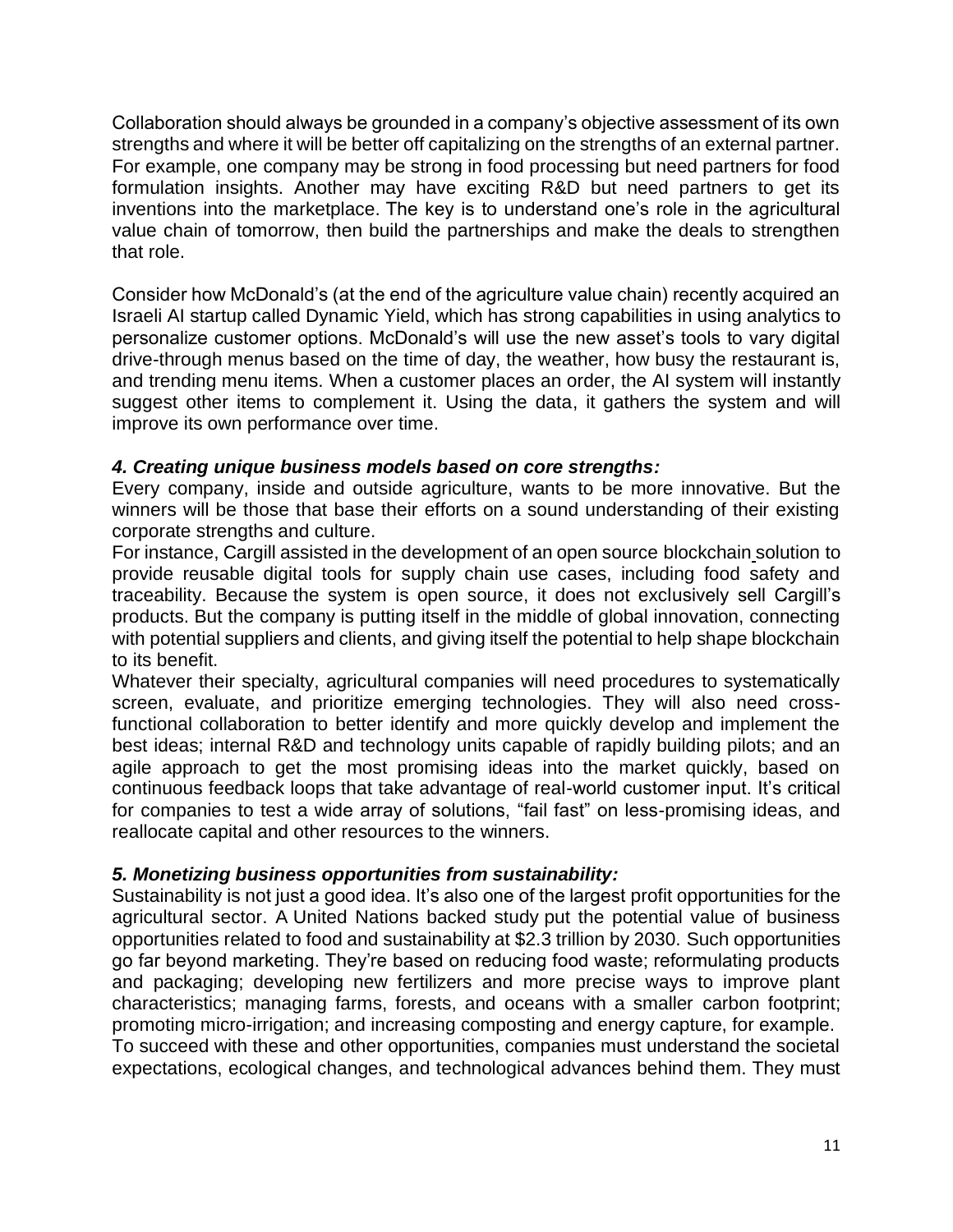Collaboration should always be grounded in a company's objective assessment of its own strengths and where it will be better off capitalizing on the strengths of an external partner. For example, one company may be strong in food processing but need partners for food formulation insights. Another may have exciting R&D but need partners to get its inventions into the marketplace. The key is to understand one's role in the agricultural value chain of tomorrow, then build the partnerships and make the deals to strengthen that role.

Consider how McDonald's (at the end of the agriculture value chain) recently acquired an Israeli AI startup called Dynamic Yield, which has strong capabilities in using analytics to personalize customer options. McDonald's will use the new asset's tools to vary digital drive-through menus based on the time of day, the weather, how busy the restaurant is, and trending menu items. When a customer places an order, the AI system will instantly suggest other items to complement it. Using the data, it gathers the system and will improve its own performance over time.

***4. Creating unique business models based on core strengths:***

Every company, inside and outside agriculture, wants to be more innovative. But the winners will be those that base their efforts on a sound understanding of their existing corporate strengths and culture.

For instance, Cargill assisted in the development of an open source blockchain solution to provide reusable digital tools for supply chain use cases, including food safety and traceability. Because the system is open source, it does not exclusively sell Cargill's products. But the company is putting itself in the middle of global innovation, connecting with potential suppliers and clients, and giving itself the potential to help shape blockchain to its benefit.

Whatever their specialty, agricultural companies will need procedures to systematically screen, evaluate, and prioritize emerging technologies. They will also need cross-functional collaboration to better identify and more quickly develop and implement the best ideas; internal R&D and technology units capable of rapidly building pilots; and an agile approach to get the most promising ideas into the market quickly, based on continuous feedback loops that take advantage of real-world customer input. It's critical for companies to test a wide array of solutions, "fail fast" on less-promising ideas, and reallocate capital and other resources to the winners.

***5. Monetizing business opportunities from sustainability:***

Sustainability is not just a good idea. It's also one of the largest profit opportunities for the agricultural sector. A United Nations backed study put the potential value of business opportunities related to food and sustainability at $2.3 trillion by 2030. Such opportunities go far beyond marketing. They're based on reducing food waste; reformulating products and packaging; developing new fertilizers and more precise ways to improve plant characteristics; managing farms, forests, and oceans with a smaller carbon footprint; promoting micro-irrigation; and increasing composting and energy capture, for example.

To succeed with these and other opportunities, companies must understand the societal expectations, ecological changes, and technological advances behind them. They must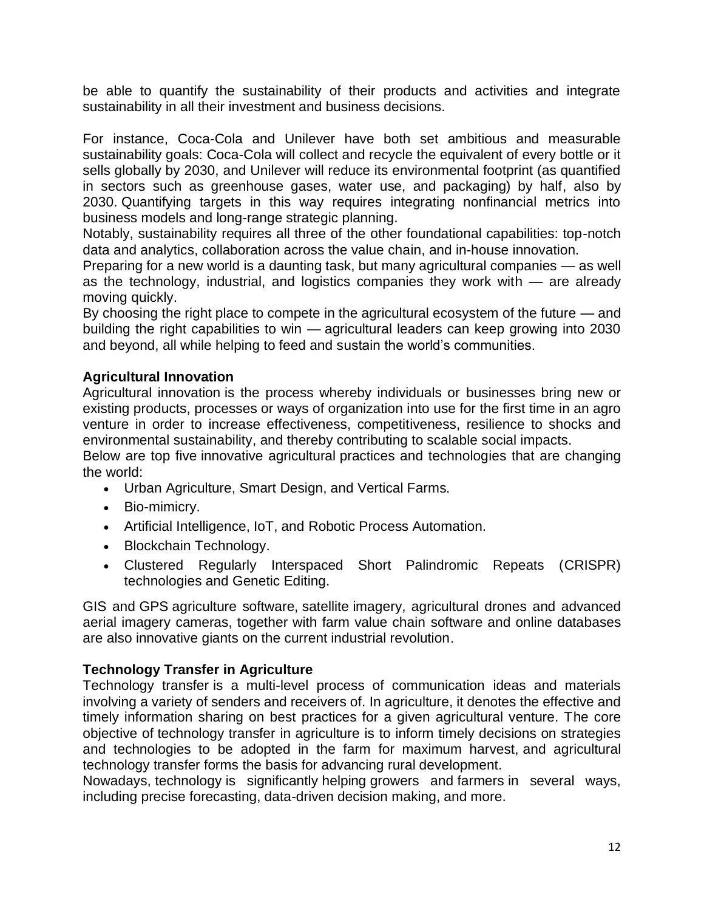be able to quantify the sustainability of their products and activities and integrate sustainability in all their investment and business decisions.

For instance, Coca-Cola and Unilever have both set ambitious and measurable sustainability goals: Coca-Cola will collect and recycle the equivalent of every bottle or it sells globally by 2030, and Unilever will reduce its environmental footprint (as quantified in sectors such as greenhouse gases, water use, and packaging) by half, also by 2030. Quantifying targets in this way requires integrating nonfinancial metrics into business models and long-range strategic planning.

Notably, sustainability requires all three of the other foundational capabilities: top-notch data and analytics, collaboration across the value chain, and in-house innovation.

Preparing for a new world is a daunting task, but many agricultural companies — as well as the technology, industrial, and logistics companies they work with — are already moving quickly.

By choosing the right place to compete in the agricultural ecosystem of the future — and building the right capabilities to win — agricultural leaders can keep growing into 2030 and beyond, all while helping to feed and sustain the world's communities.

**Agricultural Innovation**

Agricultural innovation is the process whereby individuals or businesses bring new or existing products, processes or ways of organization into use for the first time in an agro venture in order to increase effectiveness, competitiveness, resilience to shocks and environmental sustainability, and thereby contributing to scalable social impacts.

Below are top five innovative agricultural practices and technologies that are changing the world:

- Urban Agriculture, Smart Design, and Vertical Farms.
- Bio-mimicry.
- Artificial Intelligence, IoT, and Robotic Process Automation.
- Blockchain Technology.
- Clustered Regularly Interspaced Short Palindromic Repeats (CRISPR) technologies and Genetic Editing.

GIS and GPS agriculture software, satellite imagery, agricultural drones and advanced aerial imagery cameras, together with farm value chain software and online databases are also innovative giants on the current industrial revolution.

**Technology Transfer in Agriculture**

Technology transfer is a multi-level process of communication ideas and materials involving a variety of senders and receivers of. In agriculture, it denotes the effective and timely information sharing on best practices for a given agricultural venture. The core objective of technology transfer in agriculture is to inform timely decisions on strategies and technologies to be adopted in the farm for maximum harvest, and agricultural technology transfer forms the basis for advancing rural development.

Nowadays, technology is significantly helping growers and farmers in several ways, including precise forecasting, data-driven decision making, and more.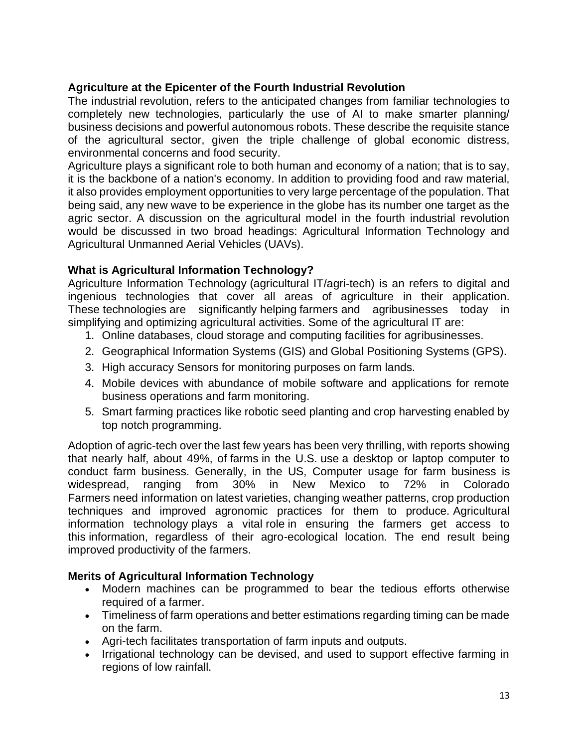**Agriculture at the Epicenter of the Fourth Industrial Revolution**

The industrial revolution, refers to the anticipated changes from familiar technologies to completely new technologies, particularly the use of AI to make smarter planning/ business decisions and powerful autonomous robots. These describe the requisite stance of the agricultural sector, given the triple challenge of global economic distress, environmental concerns and food security.

Agriculture plays a significant role to both human and economy of a nation; that is to say, it is the backbone of a nation's economy. In addition to providing food and raw material, it also provides employment opportunities to very large percentage of the population. That being said, any new wave to be experience in the globe has its number one target as the agric sector. A discussion on the agricultural model in the fourth industrial revolution would be discussed in two broad headings: Agricultural Information Technology and Agricultural Unmanned Aerial Vehicles (UAVs).

**What is Agricultural Information Technology?**

Agriculture Information Technology (agricultural IT/agri-tech) is an refers to digital and ingenious technologies that cover all areas of agriculture in their application. These technologies are significantly helping farmers and agribusinesses today in simplifying and optimizing agricultural activities. Some of the agricultural IT are:

1. Online databases, cloud storage and computing facilities for agribusinesses.
2. Geographical Information Systems (GIS) and Global Positioning Systems (GPS).
3. High accuracy Sensors for monitoring purposes on farm lands.
4. Mobile devices with abundance of mobile software and applications for remote business operations and farm monitoring.
5. Smart farming practices like robotic seed planting and crop harvesting enabled by top notch programming.

Adoption of agric-tech over the last few years has been very thrilling, with reports showing that nearly half, about 49%, of farms in the U.S. use a desktop or laptop computer to conduct farm business. Generally, in the US, Computer usage for farm business is widespread, ranging from 30% in New Mexico to 72% in Colorado Farmers need information on latest varieties, changing weather patterns, crop production techniques and improved agronomic practices for them to produce. Agricultural information technology plays a vital role in ensuring the farmers get access to this information, regardless of their agro-ecological location. The end result being improved productivity of the farmers.

**Merits of Agricultural Information Technology**

- Modern machines can be programmed to bear the tedious efforts otherwise required of a farmer.
- Timeliness of farm operations and better estimations regarding timing can be made on the farm.
- Agri-tech facilitates transportation of farm inputs and outputs.
- Irrigational technology can be devised, and used to support effective farming in regions of low rainfall.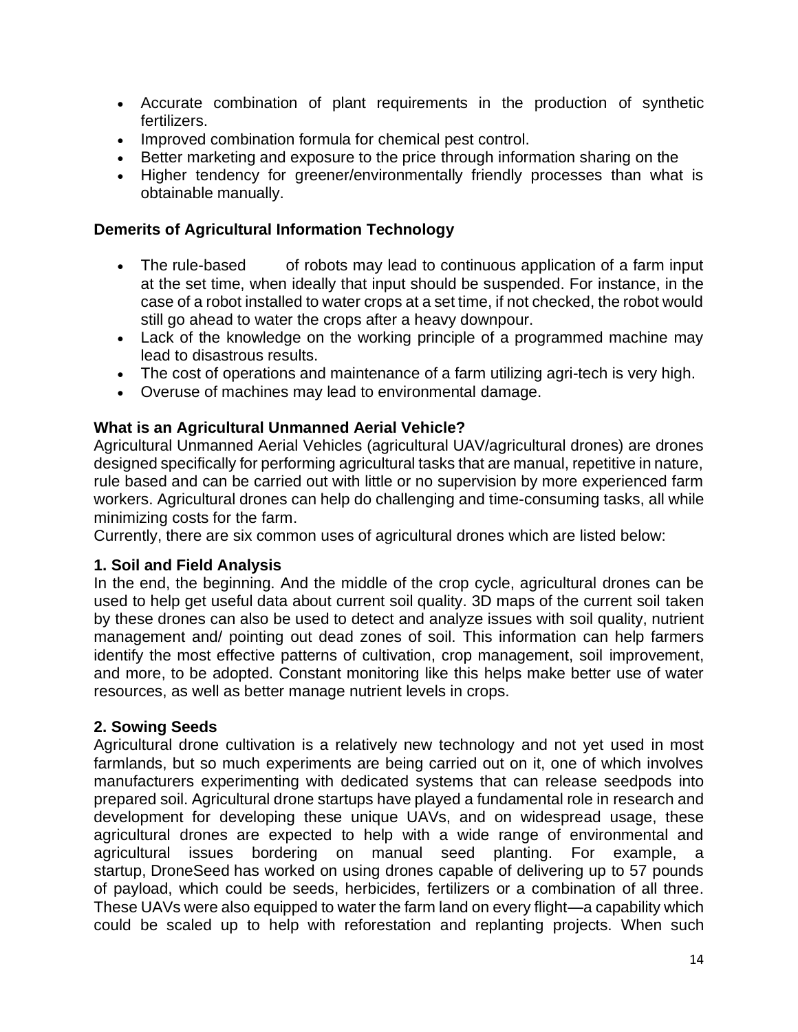- Accurate combination of plant requirements in the production of synthetic fertilizers.
- Improved combination formula for chemical pest control.
- Better marketing and exposure to the price through information sharing on the
- Higher tendency for greener/environmentally friendly processes than what is obtainable manually.

**Demerits of Agricultural Information Technology**

- The rule-based of robots may lead to continuous application of a farm input at the set time, when ideally that input should be suspended. For instance, in the case of a robot installed to water crops at a set time, if not checked, the robot would still go ahead to water the crops after a heavy downpour.
- Lack of the knowledge on the working principle of a programmed machine may lead to disastrous results.
- The cost of operations and maintenance of a farm utilizing agri-tech is very high.
- Overuse of machines may lead to environmental damage.

**What is an Agricultural Unmanned Aerial Vehicle?**

Agricultural Unmanned Aerial Vehicles (agricultural UAV/agricultural drones) are drones designed specifically for performing agricultural tasks that are manual, repetitive in nature, rule based and can be carried out with little or no supervision by more experienced farm workers. Agricultural drones can help do challenging and time-consuming tasks, all while minimizing costs for the farm.

Currently, there are six common uses of agricultural drones which are listed below:

**1. Soil and Field Analysis**

In the end, the beginning. And the middle of the crop cycle, agricultural drones can be used to help get useful data about current soil quality. 3D maps of the current soil taken by these drones can also be used to detect and analyze issues with soil quality, nutrient management and/ pointing out dead zones of soil. This information can help farmers identify the most effective patterns of cultivation, crop management, soil improvement, and more, to be adopted. Constant monitoring like this helps make better use of water resources, as well as better manage nutrient levels in crops.

**2. Sowing Seeds**

Agricultural drone cultivation is a relatively new technology and not yet used in most farmlands, but so much experiments are being carried out on it, one of which involves manufacturers experimenting with dedicated systems that can release seedpods into prepared soil. Agricultural drone startups have played a fundamental role in research and development for developing these unique UAVs, and on widespread usage, these agricultural drones are expected to help with a wide range of environmental and agricultural issues bordering on manual seed planting. For example, a startup, DroneSeed has worked on using drones capable of delivering up to 57 pounds of payload, which could be seeds, herbicides, fertilizers or a combination of all three. These UAVs were also equipped to water the farm land on every flight—a capability which could be scaled up to help with reforestation and replanting projects. When such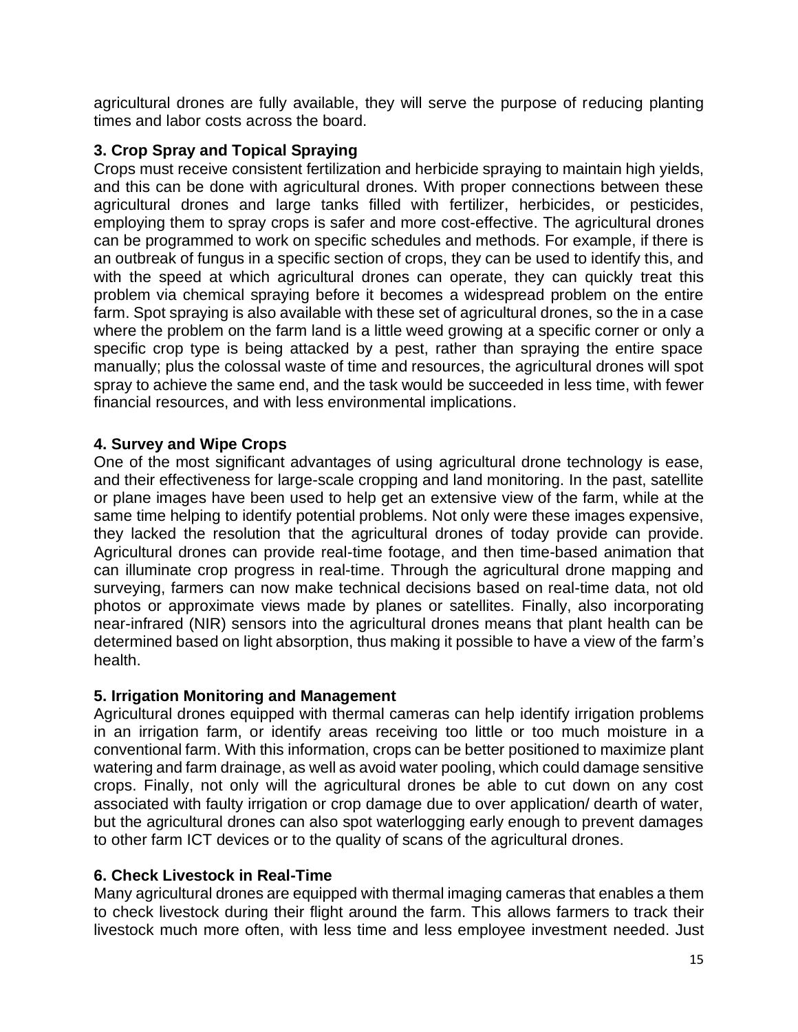agricultural drones are fully available, they will serve the purpose of reducing planting times and labor costs across the board.

### 3. Crop Spray and Topical Spraying

Crops must receive consistent fertilization and herbicide spraying to maintain high yields, and this can be done with agricultural drones. With proper connections between these agricultural drones and large tanks filled with fertilizer, herbicides, or pesticides, employing them to spray crops is safer and more cost-effective. The agricultural drones can be programmed to work on specific schedules and methods. For example, if there is an outbreak of fungus in a specific section of crops, they can be used to identify this, and with the speed at which agricultural drones can operate, they can quickly treat this problem via chemical spraying before it becomes a widespread problem on the entire farm. Spot spraying is also available with these set of agricultural drones, so the in a case where the problem on the farm land is a little weed growing at a specific corner or only a specific crop type is being attacked by a pest, rather than spraying the entire space manually; plus the colossal waste of time and resources, the agricultural drones will spot spray to achieve the same end, and the task would be succeeded in less time, with fewer financial resources, and with less environmental implications.

### 4. Survey and Wipe Crops

One of the most significant advantages of using agricultural drone technology is ease, and their effectiveness for large-scale cropping and land monitoring. In the past, satellite or plane images have been used to help get an extensive view of the farm, while at the same time helping to identify potential problems. Not only were these images expensive, they lacked the resolution that the agricultural drones of today provide can provide. Agricultural drones can provide real-time footage, and then time-based animation that can illuminate crop progress in real-time. Through the agricultural drone mapping and surveying, farmers can now make technical decisions based on real-time data, not old photos or approximate views made by planes or satellites. Finally, also incorporating near-infrared (NIR) sensors into the agricultural drones means that plant health can be determined based on light absorption, thus making it possible to have a view of the farm's health.

### 5. Irrigation Monitoring and Management

Agricultural drones equipped with thermal cameras can help identify irrigation problems in an irrigation farm, or identify areas receiving too little or too much moisture in a conventional farm. With this information, crops can be better positioned to maximize plant watering and farm drainage, as well as avoid water pooling, which could damage sensitive crops. Finally, not only will the agricultural drones be able to cut down on any cost associated with faulty irrigation or crop damage due to over application/ dearth of water, but the agricultural drones can also spot waterlogging early enough to prevent damages to other farm ICT devices or to the quality of scans of the agricultural drones.

### 6. Check Livestock in Real-Time

Many agricultural drones are equipped with thermal imaging cameras that enables a them to check livestock during their flight around the farm. This allows farmers to track their livestock much more often, with less time and less employee investment needed. Just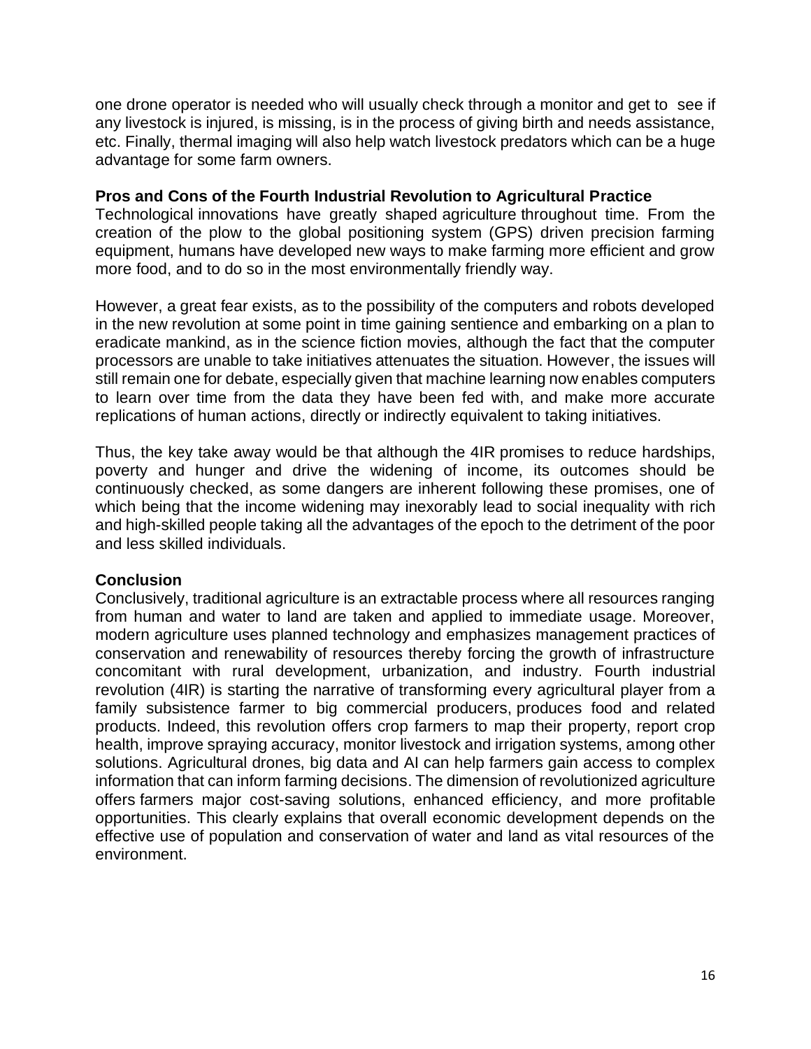one drone operator is needed who will usually check through a monitor and get to see if any livestock is injured, is missing, is in the process of giving birth and needs assistance, etc. Finally, thermal imaging will also help watch livestock predators which can be a huge advantage for some farm owners.

### Pros and Cons of the Fourth Industrial Revolution to Agricultural Practice

Technological innovations have greatly shaped agriculture throughout time. From the creation of the plow to the global positioning system (GPS) driven precision farming equipment, humans have developed new ways to make farming more efficient and grow more food, and to do so in the most environmentally friendly way.

However, a great fear exists, as to the possibility of the computers and robots developed in the new revolution at some point in time gaining sentience and embarking on a plan to eradicate mankind, as in the science fiction movies, although the fact that the computer processors are unable to take initiatives attenuates the situation. However, the issues will still remain one for debate, especially given that machine learning now enables computers to learn over time from the data they have been fed with, and make more accurate replications of human actions, directly or indirectly equivalent to taking initiatives.

Thus, the key take away would be that although the 4IR promises to reduce hardships, poverty and hunger and drive the widening of income, its outcomes should be continuously checked, as some dangers are inherent following these promises, one of which being that the income widening may inexorably lead to social inequality with rich and high-skilled people taking all the advantages of the epoch to the detriment of the poor and less skilled individuals.

### Conclusion

Conclusively, traditional agriculture is an extractable process where all resources ranging from human and water to land are taken and applied to immediate usage. Moreover, modern agriculture uses planned technology and emphasizes management practices of conservation and renewability of resources thereby forcing the growth of infrastructure concomitant with rural development, urbanization, and industry. Fourth industrial revolution (4IR) is starting the narrative of transforming every agricultural player from a family subsistence farmer to big commercial producers, produces food and related products. Indeed, this revolution offers crop farmers to map their property, report crop health, improve spraying accuracy, monitor livestock and irrigation systems, among other solutions. Agricultural drones, big data and AI can help farmers gain access to complex information that can inform farming decisions. The dimension of revolutionized agriculture offers farmers major cost-saving solutions, enhanced efficiency, and more profitable opportunities. This clearly explains that overall economic development depends on the effective use of population and conservation of water and land as vital resources of the environment.